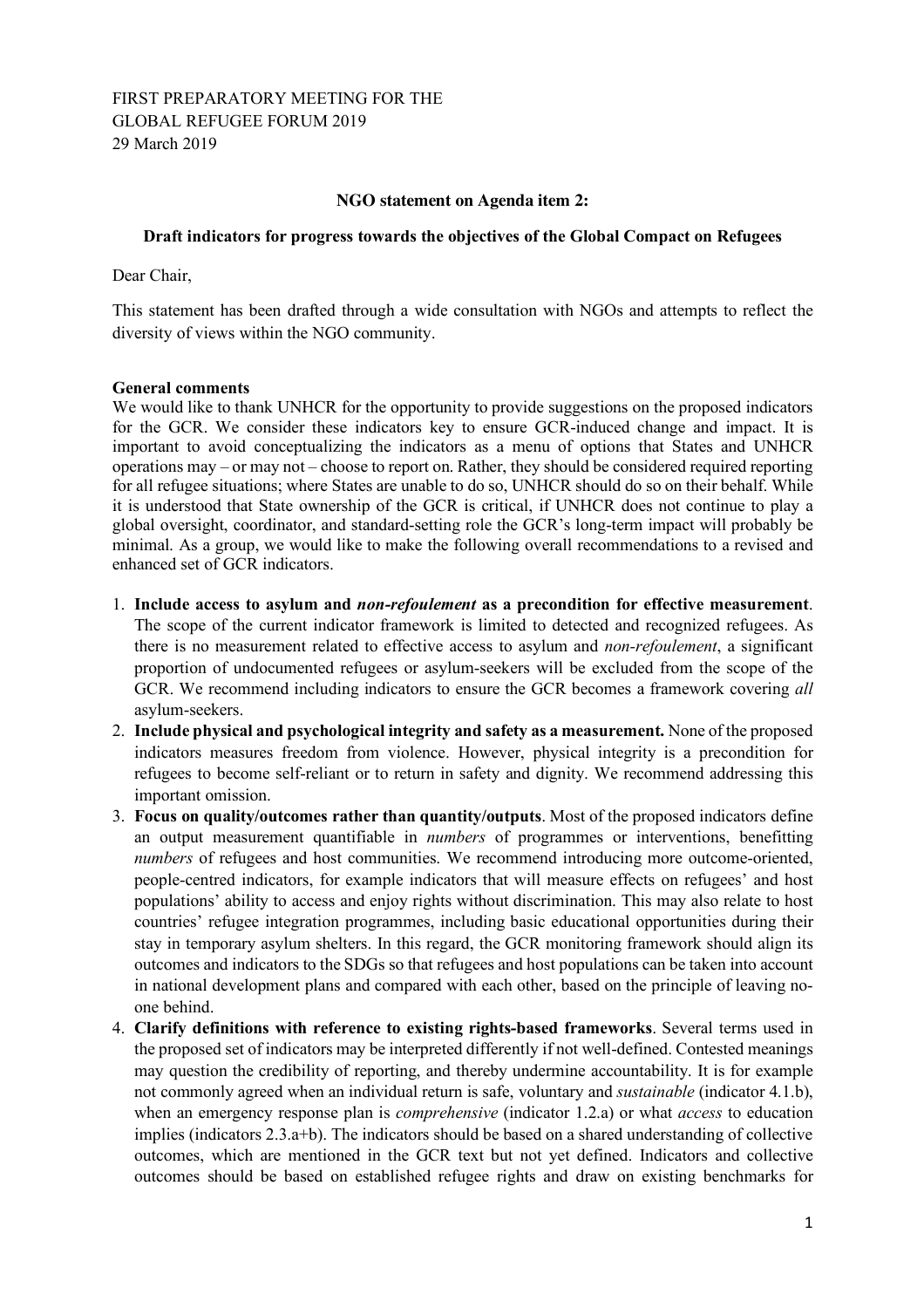FIRST PREPARATORY MEETING FOR THE
GLOBAL REFUGEE FORUM 2019
29 March 2019

**NGO statement on Agenda item 2:**

**Draft indicators for progress towards the objectives of the Global Compact on Refugees**

Dear Chair,

This statement has been drafted through a wide consultation with NGOs and attempts to reflect the diversity of views within the NGO community.

**General comments**

We would like to thank UNHCR for the opportunity to provide suggestions on the proposed indicators for the GCR. We consider these indicators key to ensure GCR-induced change and impact. It is important to avoid conceptualizing the indicators as a menu of options that States and UNHCR operations may – or may not – choose to report on. Rather, they should be considered required reporting for all refugee situations; where States are unable to do so, UNHCR should do so on their behalf. While it is understood that State ownership of the GCR is critical, if UNHCR does not continue to play a global oversight, coordinator, and standard-setting role the GCR's long-term impact will probably be minimal. As a group, we would like to make the following overall recommendations to a revised and enhanced set of GCR indicators.

1. **Include access to asylum and *non-refoulement* as a precondition for effective measurement**. The scope of the current indicator framework is limited to detected and recognized refugees. As there is no measurement related to effective access to asylum and *non-refoulement*, a significant proportion of undocumented refugees or asylum-seekers will be excluded from the scope of the GCR. We recommend including indicators to ensure the GCR becomes a framework covering *all* asylum-seekers.
2. **Include physical and psychological integrity and safety as a measurement.** None of the proposed indicators measures freedom from violence. However, physical integrity is a precondition for refugees to become self-reliant or to return in safety and dignity. We recommend addressing this important omission.
3. **Focus on quality/outcomes rather than quantity/outputs**. Most of the proposed indicators define an output measurement quantifiable in *numbers* of programmes or interventions, benefitting *numbers* of refugees and host communities. We recommend introducing more outcome-oriented, people-centred indicators, for example indicators that will measure effects on refugees' and host populations' ability to access and enjoy rights without discrimination. This may also relate to host countries' refugee integration programmes, including basic educational opportunities during their stay in temporary asylum shelters. In this regard, the GCR monitoring framework should align its outcomes and indicators to the SDGs so that refugees and host populations can be taken into account in national development plans and compared with each other, based on the principle of leaving no-one behind.
4. **Clarify definitions with reference to existing rights-based frameworks**. Several terms used in the proposed set of indicators may be interpreted differently if not well-defined. Contested meanings may question the credibility of reporting, and thereby undermine accountability. It is for example not commonly agreed when an individual return is safe, voluntary and *sustainable* (indicator 4.1.b), when an emergency response plan is *comprehensive* (indicator 1.2.a) or what *access* to education implies (indicators 2.3.a+b). The indicators should be based on a shared understanding of collective outcomes, which are mentioned in the GCR text but not yet defined. Indicators and collective outcomes should be based on established refugee rights and draw on existing benchmarks for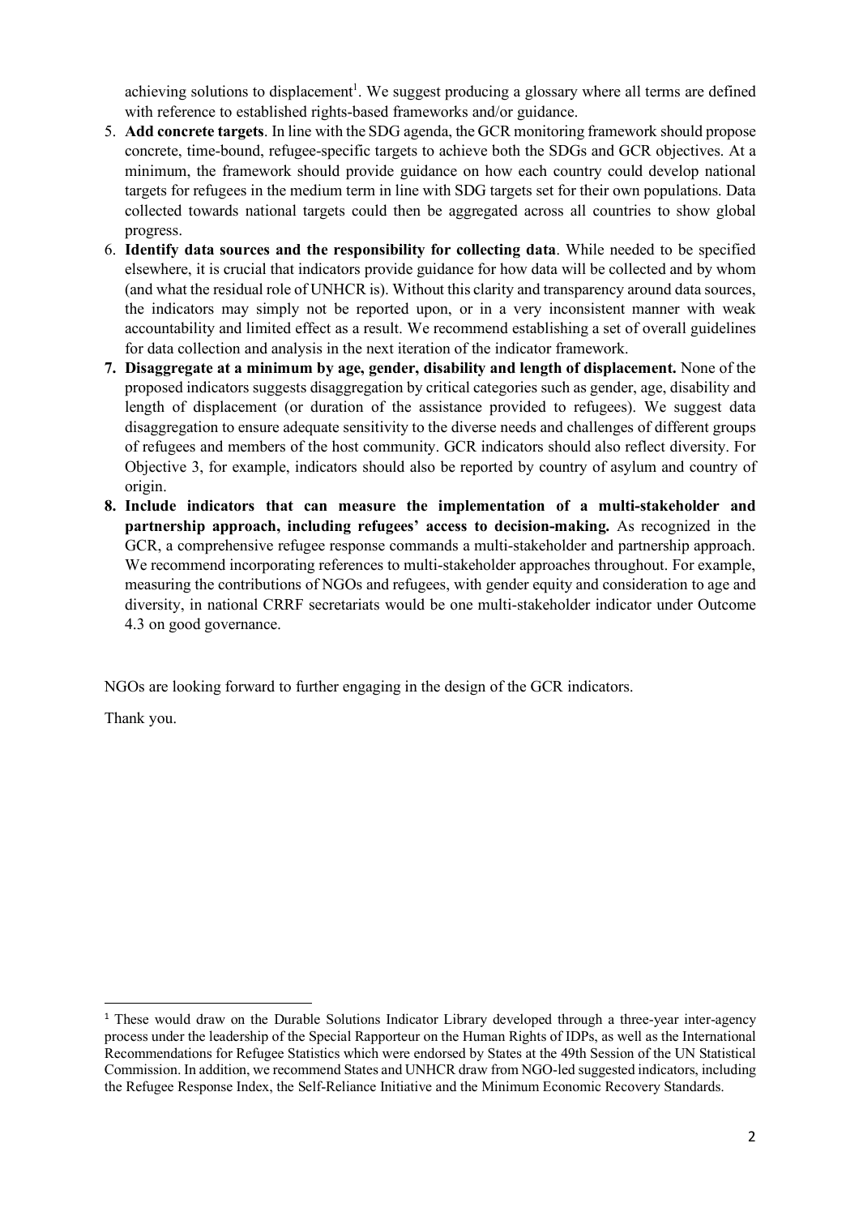achieving solutions to displacement[1]. We suggest producing a glossary where all terms are defined with reference to established rights-based frameworks and/or guidance.

5. **Add concrete targets**. In line with the SDG agenda, the GCR monitoring framework should propose concrete, time-bound, refugee-specific targets to achieve both the SDGs and GCR objectives. At a minimum, the framework should provide guidance on how each country could develop national targets for refugees in the medium term in line with SDG targets set for their own populations. Data collected towards national targets could then be aggregated across all countries to show global progress.
6. **Identify data sources and the responsibility for collecting data**. While needed to be specified elsewhere, it is crucial that indicators provide guidance for how data will be collected and by whom (and what the residual role of UNHCR is). Without this clarity and transparency around data sources, the indicators may simply not be reported upon, or in a very inconsistent manner with weak accountability and limited effect as a result. We recommend establishing a set of overall guidelines for data collection and analysis in the next iteration of the indicator framework.
7. **Disaggregate at a minimum by age, gender, disability and length of displacement.** None of the proposed indicators suggests disaggregation by critical categories such as gender, age, disability and length of displacement (or duration of the assistance provided to refugees). We suggest data disaggregation to ensure adequate sensitivity to the diverse needs and challenges of different groups of refugees and members of the host community. GCR indicators should also reflect diversity. For Objective 3, for example, indicators should also be reported by country of asylum and country of origin.
8. **Include indicators that can measure the implementation of a multi-stakeholder and partnership approach, including refugees' access to decision-making.** As recognized in the GCR, a comprehensive refugee response commands a multi-stakeholder and partnership approach. We recommend incorporating references to multi-stakeholder approaches throughout. For example, measuring the contributions of NGOs and refugees, with gender equity and consideration to age and diversity, in national CRRF secretariats would be one multi-stakeholder indicator under Outcome 4.3 on good governance.

NGOs are looking forward to further engaging in the design of the GCR indicators.

Thank you.

[1] These would draw on the Durable Solutions Indicator Library developed through a three-year inter-agency process under the leadership of the Special Rapporteur on the Human Rights of IDPs, as well as the International Recommendations for Refugee Statistics which were endorsed by States at the 49th Session of the UN Statistical Commission. In addition, we recommend States and UNHCR draw from NGO-led suggested indicators, including the Refugee Response Index, the Self-Reliance Initiative and the Minimum Economic Recovery Standards.